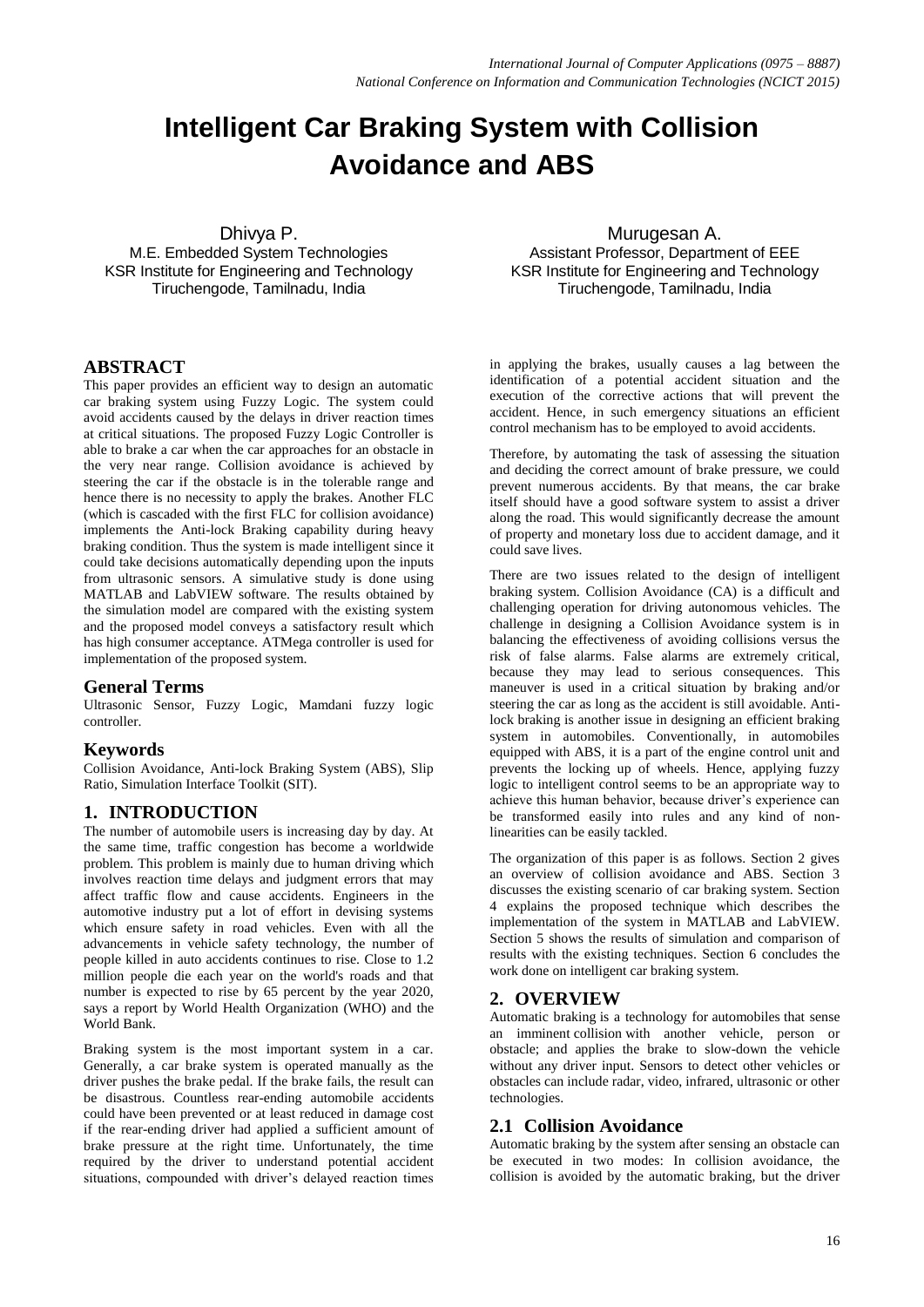# Intelligent Car Braking System with Collision Avoidance and ABS

Dhivya P.
M.E. Embedded System Technologies
KSR Institute for Engineering and Technology
Tiruchengode, Tamilnadu, India

Murugesan A.
Assistant Professor, Department of EEE
KSR Institute for Engineering and Technology
Tiruchengode, Tamilnadu, India

## ABSTRACT

This paper provides an efficient way to design an automatic car braking system using Fuzzy Logic. The system could avoid accidents caused by the delays in driver reaction times at critical situations. The proposed Fuzzy Logic Controller is able to brake a car when the car approaches for an obstacle in the very near range. Collision avoidance is achieved by steering the car if the obstacle is in the tolerable range and hence there is no necessity to apply the brakes. Another FLC (which is cascaded with the first FLC for collision avoidance) implements the Anti-lock Braking capability during heavy braking condition. Thus the system is made intelligent since it could take decisions automatically depending upon the inputs from ultrasonic sensors. A simulative study is done using MATLAB and LabVIEW software. The results obtained by the simulation model are compared with the existing system and the proposed model conveys a satisfactory result which has high consumer acceptance. ATMega controller is used for implementation of the proposed system.

### General Terms

Ultrasonic Sensor, Fuzzy Logic, Mamdani fuzzy logic controller.

### Keywords

Collision Avoidance, Anti-lock Braking System (ABS), Slip Ratio, Simulation Interface Toolkit (SIT).

## 1. INTRODUCTION

The number of automobile users is increasing day by day. At the same time, traffic congestion has become a worldwide problem. This problem is mainly due to human driving which involves reaction time delays and judgment errors that may affect traffic flow and cause accidents. Engineers in the automotive industry put a lot of effort in devising systems which ensure safety in road vehicles. Even with all the advancements in vehicle safety technology, the number of people killed in auto accidents continues to rise. Close to 1.2 million people die each year on the world's roads and that number is expected to rise by 65 percent by the year 2020, says a report by World Health Organization (WHO) and the World Bank.

Braking system is the most important system in a car. Generally, a car brake system is operated manually as the driver pushes the brake pedal. If the brake fails, the result can be disastrous. Countless rear-ending automobile accidents could have been prevented or at least reduced in damage cost if the rear-ending driver had applied a sufficient amount of brake pressure at the right time. Unfortunately, the time required by the driver to understand potential accident situations, compounded with driver's delayed reaction times in applying the brakes, usually causes a lag between the identification of a potential accident situation and the execution of the corrective actions that will prevent the accident. Hence, in such emergency situations an efficient control mechanism has to be employed to avoid accidents.

Therefore, by automating the task of assessing the situation and deciding the correct amount of brake pressure, we could prevent numerous accidents. By that means, the car brake itself should have a good software system to assist a driver along the road. This would significantly decrease the amount of property and monetary loss due to accident damage, and it could save lives.

There are two issues related to the design of intelligent braking system. Collision Avoidance (CA) is a difficult and challenging operation for driving autonomous vehicles. The challenge in designing a Collision Avoidance system is in balancing the effectiveness of avoiding collisions versus the risk of false alarms. False alarms are extremely critical, because they may lead to serious consequences. This maneuver is used in a critical situation by braking and/or steering the car as long as the accident is still avoidable. Anti-lock braking is another issue in designing an efficient braking system in automobiles. Conventionally, in automobiles equipped with ABS, it is a part of the engine control unit and prevents the locking up of wheels. Hence, applying fuzzy logic to intelligent control seems to be an appropriate way to achieve this human behavior, because driver's experience can be transformed easily into rules and any kind of non-linearities can be easily tackled.

The organization of this paper is as follows. Section 2 gives an overview of collision avoidance and ABS. Section 3 discusses the existing scenario of car braking system. Section 4 explains the proposed technique which describes the implementation of the system in MATLAB and LabVIEW. Section 5 shows the results of simulation and comparison of results with the existing techniques. Section 6 concludes the work done on intelligent car braking system.

## 2. OVERVIEW

Automatic braking is a technology for automobiles that sense an imminent collision with another vehicle, person or obstacle; and applies the brake to slow-down the vehicle without any driver input. Sensors to detect other vehicles or obstacles can include radar, video, infrared, ultrasonic or other technologies.

### 2.1 Collision Avoidance

Automatic braking by the system after sensing an obstacle can be executed in two modes: In collision avoidance, the collision is avoided by the automatic braking, but the driver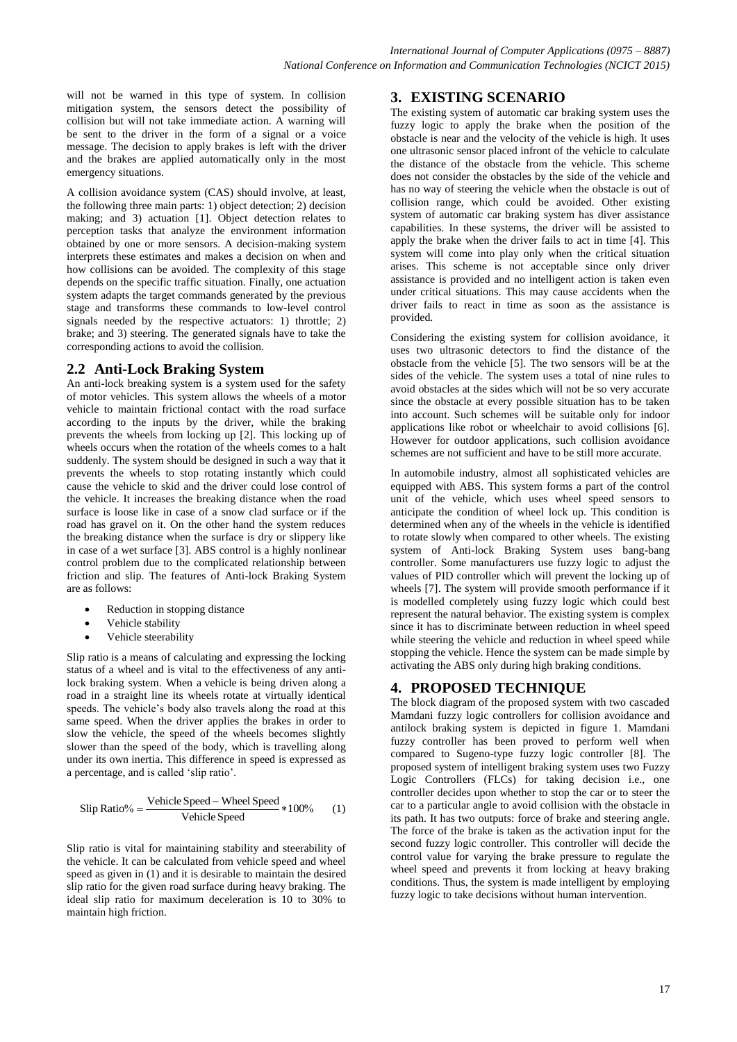will not be warned in this type of system. In collision mitigation system, the sensors detect the possibility of collision but will not take immediate action. A warning will be sent to the driver in the form of a signal or a voice message. The decision to apply brakes is left with the driver and the brakes are applied automatically only in the most emergency situations.

A collision avoidance system (CAS) should involve, at least, the following three main parts: 1) object detection; 2) decision making; and 3) actuation [1]. Object detection relates to perception tasks that analyze the environment information obtained by one or more sensors. A decision-making system interprets these estimates and makes a decision on when and how collisions can be avoided. The complexity of this stage depends on the specific traffic situation. Finally, one actuation system adapts the target commands generated by the previous stage and transforms these commands to low-level control signals needed by the respective actuators: 1) throttle; 2) brake; and 3) steering. The generated signals have to take the corresponding actions to avoid the collision.

## 2.2 Anti-Lock Braking System

An anti-lock breaking system is a system used for the safety of motor vehicles. This system allows the wheels of a motor vehicle to maintain frictional contact with the road surface according to the inputs by the driver, while the braking prevents the wheels from locking up [2]. This locking up of wheels occurs when the rotation of the wheels comes to a halt suddenly. The system should be designed in such a way that it prevents the wheels to stop rotating instantly which could cause the vehicle to skid and the driver could lose control of the vehicle. It increases the breaking distance when the road surface is loose like in case of a snow clad surface or if the road has gravel on it. On the other hand the system reduces the breaking distance when the surface is dry or slippery like in case of a wet surface [3]. ABS control is a highly nonlinear control problem due to the complicated relationship between friction and slip. The features of Anti-lock Braking System are as follows:

- Reduction in stopping distance
- Vehicle stability
- Vehicle steerability

Slip ratio is a means of calculating and expressing the locking status of a wheel and is vital to the effectiveness of any anti-lock braking system. When a vehicle is being driven along a road in a straight line its wheels rotate at virtually identical speeds. The vehicle's body also travels along the road at this same speed. When the driver applies the brakes in order to slow the vehicle, the speed of the wheels becomes slightly slower than the speed of the body, which is travelling along under its own inertia. This difference in speed is expressed as a percentage, and is called 'slip ratio'.

$$\text{Slip Ratio\%} = \frac{\text{Vehicle Speed} - \text{Wheel Speed}}{\text{Vehicle Speed}} * 100\% \qquad (1)$$

Slip ratio is vital for maintaining stability and steerability of the vehicle. It can be calculated from vehicle speed and wheel speed as given in (1) and it is desirable to maintain the desired slip ratio for the given road surface during heavy braking. The ideal slip ratio for maximum deceleration is 10 to 30% to maintain high friction.

# 3. EXISTING SCENARIO

The existing system of automatic car braking system uses the fuzzy logic to apply the brake when the position of the obstacle is near and the velocity of the vehicle is high. It uses one ultrasonic sensor placed infront of the vehicle to calculate the distance of the obstacle from the vehicle. This scheme does not consider the obstacles by the side of the vehicle and has no way of steering the vehicle when the obstacle is out of collision range, which could be avoided. Other existing system of automatic car braking system has diver assistance capabilities. In these systems, the driver will be assisted to apply the brake when the driver fails to act in time [4]. This system will come into play only when the critical situation arises. This scheme is not acceptable since only driver assistance is provided and no intelligent action is taken even under critical situations. This may cause accidents when the driver fails to react in time as soon as the assistance is provided.

Considering the existing system for collision avoidance, it uses two ultrasonic detectors to find the distance of the obstacle from the vehicle [5]. The two sensors will be at the sides of the vehicle. The system uses a total of nine rules to avoid obstacles at the sides which will not be so very accurate since the obstacle at every possible situation has to be taken into account. Such schemes will be suitable only for indoor applications like robot or wheelchair to avoid collisions [6]. However for outdoor applications, such collision avoidance schemes are not sufficient and have to be still more accurate.

In automobile industry, almost all sophisticated vehicles are equipped with ABS. This system forms a part of the control unit of the vehicle, which uses wheel speed sensors to anticipate the condition of wheel lock up. This condition is determined when any of the wheels in the vehicle is identified to rotate slowly when compared to other wheels. The existing system of Anti-lock Braking System uses bang-bang controller. Some manufacturers use fuzzy logic to adjust the values of PID controller which will prevent the locking up of wheels [7]. The system will provide smooth performance if it is modelled completely using fuzzy logic which could best represent the natural behavior. The existing system is complex since it has to discriminate between reduction in wheel speed while steering the vehicle and reduction in wheel speed while stopping the vehicle. Hence the system can be made simple by activating the ABS only during high braking conditions.

# 4. PROPOSED TECHNIQUE

The block diagram of the proposed system with two cascaded Mamdani fuzzy logic controllers for collision avoidance and antilock braking system is depicted in figure 1. Mamdani fuzzy controller has been proved to perform well when compared to Sugeno-type fuzzy logic controller [8]. The proposed system of intelligent braking system uses two Fuzzy Logic Controllers (FLCs) for taking decision i.e., one controller decides upon whether to stop the car or to steer the car to a particular angle to avoid collision with the obstacle in its path. It has two outputs: force of brake and steering angle. The force of the brake is taken as the activation input for the second fuzzy logic controller. This controller will decide the control value for varying the brake pressure to regulate the wheel speed and prevents it from locking at heavy braking conditions. Thus, the system is made intelligent by employing fuzzy logic to take decisions without human intervention.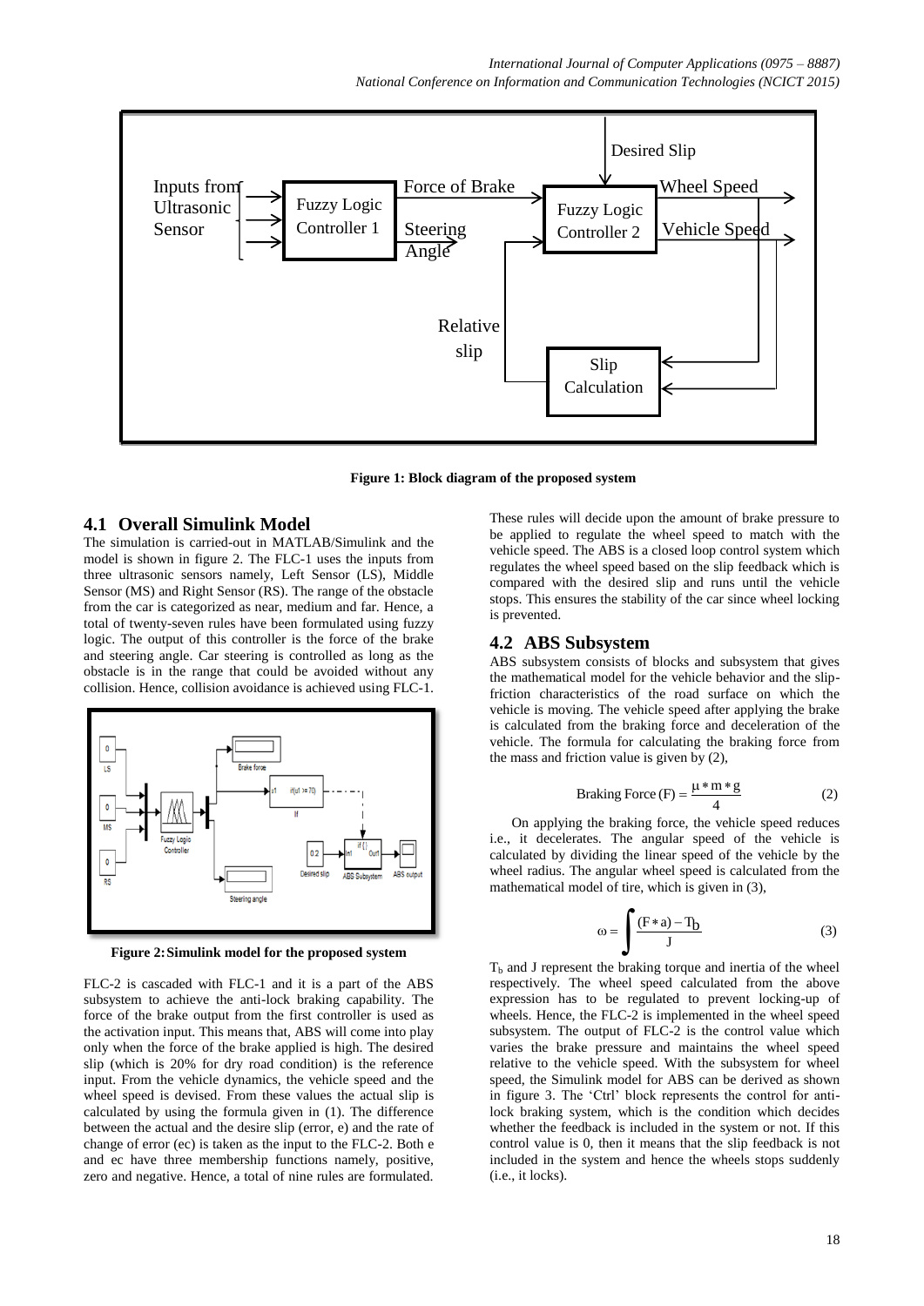Figure 1: Block diagram of the proposed system

## 4.1 Overall Simulink Model

The simulation is carried-out in MATLAB/Simulink and the model is shown in figure 2. The FLC-1 uses the inputs from three ultrasonic sensors namely, Left Sensor (LS), Middle Sensor (MS) and Right Sensor (RS). The range of the obstacle from the car is categorized as near, medium and far. Hence, a total of twenty-seven rules have been formulated using fuzzy logic. The output of this controller is the force of the brake and steering angle. Car steering is controlled as long as the obstacle is in the range that could be avoided without any collision. Hence, collision avoidance is achieved using FLC-1.

Figure 2: Simulink model for the proposed system

FLC-2 is cascaded with FLC-1 and it is a part of the ABS subsystem to achieve the anti-lock braking capability. The force of the brake output from the first controller is used as the activation input. This means that, ABS will come into play only when the force of the brake applied is high. The desired slip (which is 20% for dry road condition) is the reference input. From the vehicle dynamics, the vehicle speed and the wheel speed is devised. From these values the actual slip is calculated by using the formula given in (1). The difference between the actual and the desire slip (error, e) and the rate of change of error (ec) is taken as the input to the FLC-2. Both e and ec have three membership functions namely, positive, zero and negative. Hence, a total of nine rules are formulated. These rules will decide upon the amount of brake pressure to be applied to regulate the wheel speed to match with the vehicle speed. The ABS is a closed loop control system which regulates the wheel speed based on the slip feedback which is compared with the desired slip and runs until the vehicle stops. This ensures the stability of the car since wheel locking is prevented.

## 4.2 ABS Subsystem

ABS subsystem consists of blocks and subsystem that gives the mathematical model for the vehicle behavior and the slip-friction characteristics of the road surface on which the vehicle is moving. The vehicle speed after applying the brake is calculated from the braking force and deceleration of the vehicle. The formula for calculating the braking force from the mass and friction value is given by (2),

$$\text{Braking Force (F)} = \frac{\mu * m * g}{4} \qquad (2)$$

On applying the braking force, the vehicle speed reduces i.e., it decelerates. The angular speed of the vehicle is calculated by dividing the linear speed of the vehicle by the wheel radius. The angular wheel speed is calculated from the mathematical model of tire, which is given in (3),

$$\omega = \int \frac{(F * a) - T_b}{J} \qquad (3)$$

$T_b$ and J represent the braking torque and inertia of the wheel respectively. The wheel speed calculated from the above expression has to be regulated to prevent locking-up of wheels. Hence, the FLC-2 is implemented in the wheel speed subsystem. The output of FLC-2 is the control value which varies the brake pressure and maintains the wheel speed relative to the vehicle speed. With the subsystem for wheel speed, the Simulink model for ABS can be derived as shown in figure 3. The 'Ctrl' block represents the control for anti-lock braking system, which is the condition which decides whether the feedback is included in the system or not. If this control value is 0, then it means that the slip feedback is not included in the system and hence the wheels stops suddenly (i.e., it locks).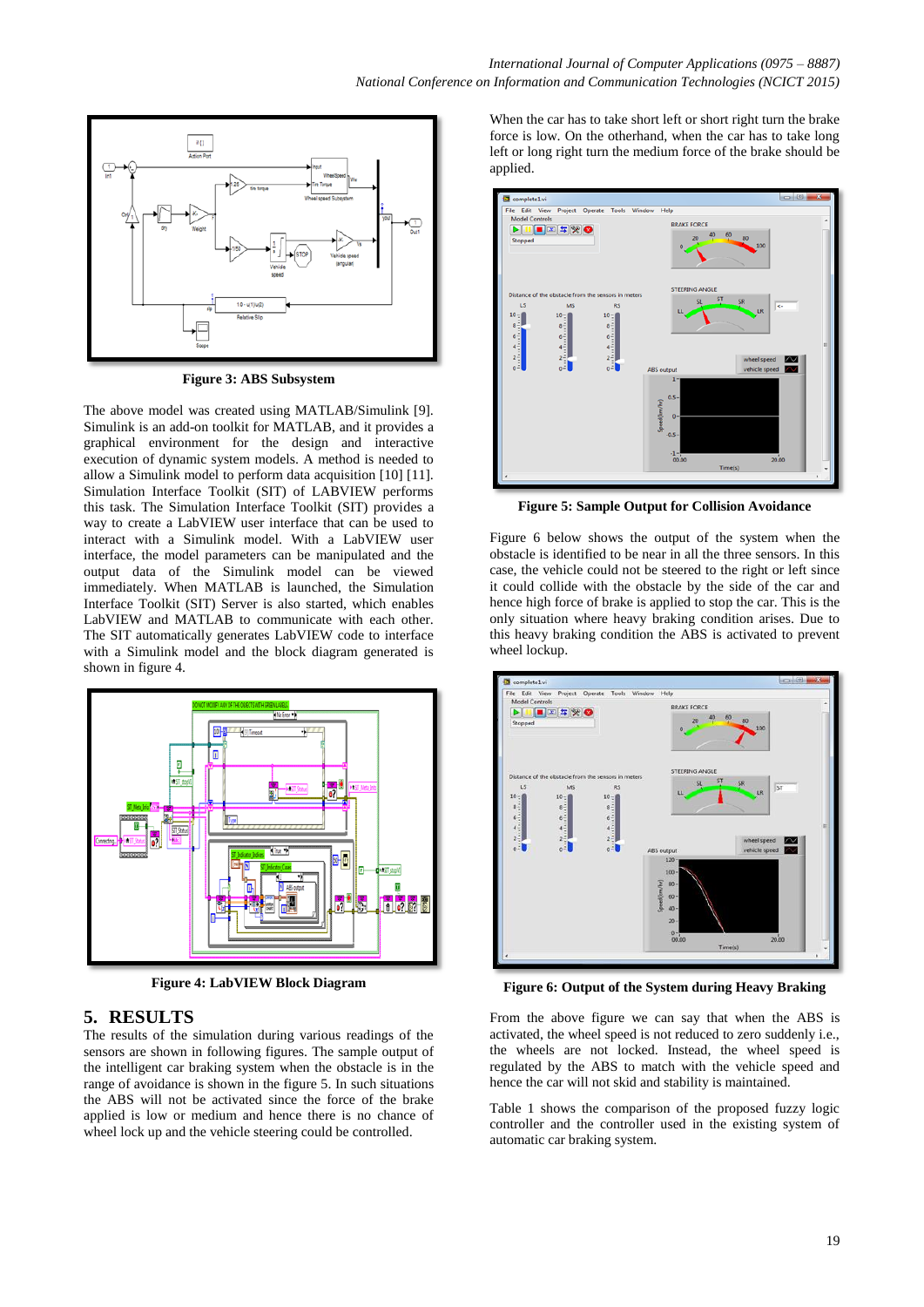Figure 3: ABS Subsystem

The above model was created using MATLAB/Simulink [9]. Simulink is an add-on toolkit for MATLAB, and it provides a graphical environment for the design and interactive execution of dynamic system models. A method is needed to allow a Simulink model to perform data acquisition [10] [11]. Simulation Interface Toolkit (SIT) of LABVIEW performs this task. The Simulation Interface Toolkit (SIT) provides a way to create a LabVIEW user interface that can be used to interact with a Simulink model. With a LabVIEW user interface, the model parameters can be manipulated and the output data of the Simulink model can be viewed immediately. When MATLAB is launched, the Simulation Interface Toolkit (SIT) Server is also started, which enables LabVIEW and MATLAB to communicate with each other. The SIT automatically generates LabVIEW code to interface with a Simulink model and the block diagram generated is shown in figure 4.

Figure 4: LabVIEW Block Diagram

## 5. RESULTS

The results of the simulation during various readings of the sensors are shown in following figures. The sample output of the intelligent car braking system when the obstacle is in the range of avoidance is shown in the figure 5. In such situations the ABS will not be activated since the force of the brake applied is low or medium and hence there is no chance of wheel lock up and the vehicle steering could be controlled.

When the car has to take short left or short right turn the brake force is low. On the otherhand, when the car has to take long left or long right turn the medium force of the brake should be applied.

Figure 5: Sample Output for Collision Avoidance

Figure 6 below shows the output of the system when the obstacle is identified to be near in all the three sensors. In this case, the vehicle could not be steered to the right or left since it could collide with the obstacle by the side of the car and hence high force of brake is applied to stop the car. This is the only situation where heavy braking condition arises. Due to this heavy braking condition the ABS is activated to prevent wheel lockup.

Figure 6: Output of the System during Heavy Braking

From the above figure we can say that when the ABS is activated, the wheel speed is not reduced to zero suddenly i.e., the wheels are not locked. Instead, the wheel speed is regulated by the ABS to match with the vehicle speed and hence the car will not skid and stability is maintained.

Table 1 shows the comparison of the proposed fuzzy logic controller and the controller used in the existing system of automatic car braking system.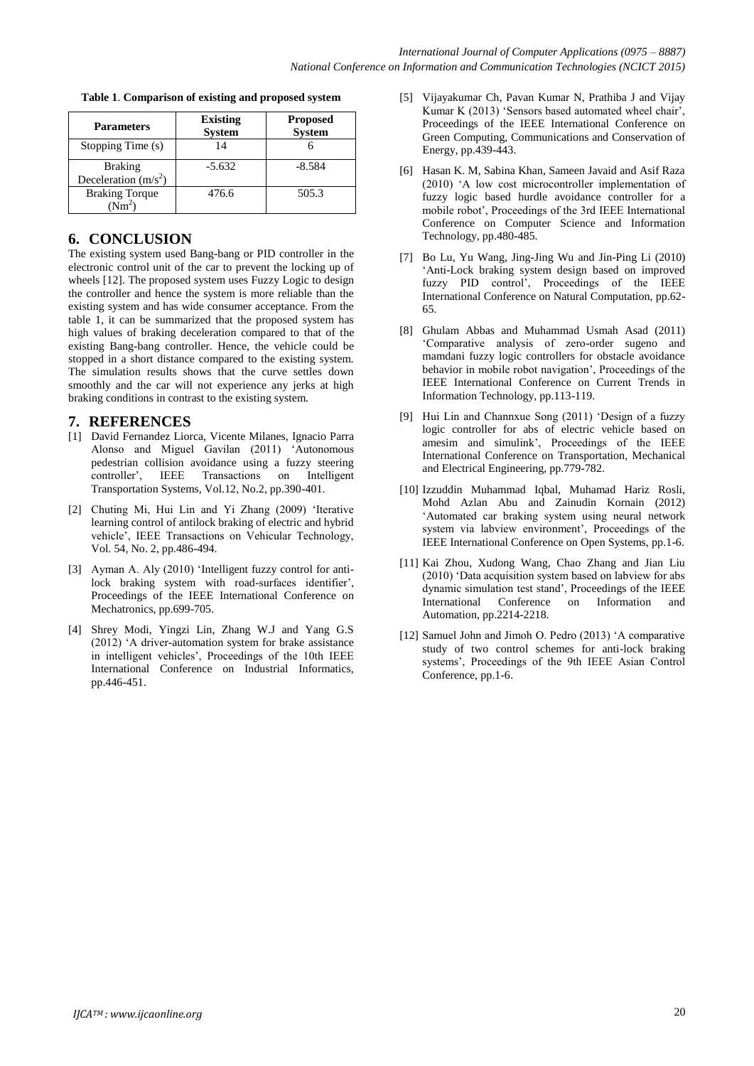**Table 1**. **Comparison of existing and proposed system**

| Parameters | Existing System | Proposed System |
|---|---|---|
| Stopping Time (s) | 14 | 6 |
| Braking Deceleration ($m/s^2$) | -5.632 | -8.584 |
| Braking Torque ($Nm^2$) | 476.6 | 505.3 |

## 6. CONCLUSION

The existing system used Bang-bang or PID controller in the electronic control unit of the car to prevent the locking up of wheels [12]. The proposed system uses Fuzzy Logic to design the controller and hence the system is more reliable than the existing system and has wide consumer acceptance. From the table 1, it can be summarized that the proposed system has high values of braking deceleration compared to that of the existing Bang-bang controller. Hence, the vehicle could be stopped in a short distance compared to the existing system. The simulation results shows that the curve settles down smoothly and the car will not experience any jerks at high braking conditions in contrast to the existing system.

## 7. REFERENCES

[1] David Fernandez Liorca, Vicente Milanes, Ignacio Parra Alonso and Miguel Gavilan (2011) 'Autonomous pedestrian collision avoidance using a fuzzy steering controller', IEEE Transactions on Intelligent Transportation Systems, Vol.12, No.2, pp.390-401.

[2] Chuting Mi, Hui Lin and Yi Zhang (2009) 'Iterative learning control of antilock braking of electric and hybrid vehicle', IEEE Transactions on Vehicular Technology, Vol. 54, No. 2, pp.486-494.

[3] Ayman A. Aly (2010) 'Intelligent fuzzy control for anti-lock braking system with road-surfaces identifier', Proceedings of the IEEE International Conference on Mechatronics, pp.699-705.

[4] Shrey Modi, Yingzi Lin, Zhang W.J and Yang G.S (2012) 'A driver-automation system for brake assistance in intelligent vehicles', Proceedings of the 10th IEEE International Conference on Industrial Informatics, pp.446-451.

[5] Vijayakumar Ch, Pavan Kumar N, Prathiba J and Vijay Kumar K (2013) 'Sensors based automated wheel chair', Proceedings of the IEEE International Conference on Green Computing, Communications and Conservation of Energy, pp.439-443.

[6] Hasan K. M, Sabina Khan, Sameen Javaid and Asif Raza (2010) 'A low cost microcontroller implementation of fuzzy logic based hurdle avoidance controller for a mobile robot', Proceedings of the 3rd IEEE International Conference on Computer Science and Information Technology, pp.480-485.

[7] Bo Lu, Yu Wang, Jing-Jing Wu and Jin-Ping Li (2010) 'Anti-Lock braking system design based on improved fuzzy PID control', Proceedings of the IEEE International Conference on Natural Computation, pp.62-65.

[8] Ghulam Abbas and Muhammad Usmah Asad (2011) 'Comparative analysis of zero-order sugeno and mamdani fuzzy logic controllers for obstacle avoidance behavior in mobile robot navigation', Proceedings of the IEEE International Conference on Current Trends in Information Technology, pp.113-119.

[9] Hui Lin and Channxue Song (2011) 'Design of a fuzzy logic controller for abs of electric vehicle based on amesim and simulink', Proceedings of the IEEE International Conference on Transportation, Mechanical and Electrical Engineering, pp.779-782.

[10] Izzuddin Muhammad Iqbal, Muhamad Hariz Rosli, Mohd Azlan Abu and Zainudin Kornain (2012) 'Automated car braking system using neural network system via labview environment', Proceedings of the IEEE International Conference on Open Systems, pp.1-6.

[11] Kai Zhou, Xudong Wang, Chao Zhang and Jian Liu (2010) 'Data acquisition system based on labview for abs dynamic simulation test stand', Proceedings of the IEEE International Conference on Information and Automation, pp.2214-2218.

[12] Samuel John and Jimoh O. Pedro (2013) 'A comparative study of two control schemes for anti-lock braking systems', Proceedings of the 9th IEEE Asian Control Conference, pp.1-6.